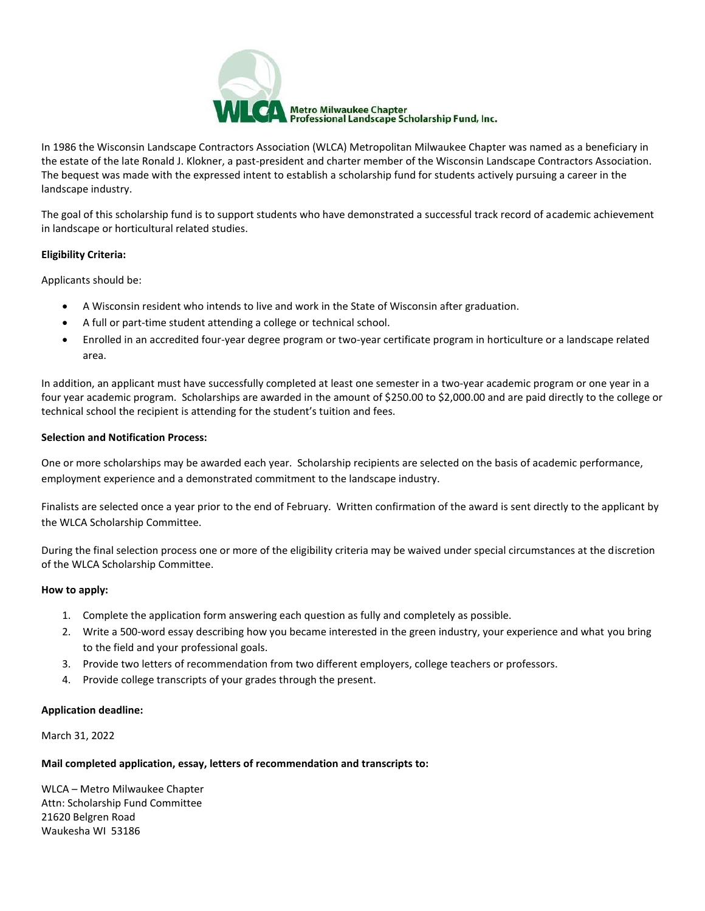**WLCA Metro Milwaukee Chapter Professional Landscape Scholarship Fund, Inc.**

In 1986 the Wisconsin Landscape Contractors Association (WLCA) Metropolitan Milwaukee Chapter was named as a beneficiary in the estate of the late Ronald J. Klokner, a past-president and charter member of the Wisconsin Landscape Contractors Association. The bequest was made with the expressed intent to establish a scholarship fund for students actively pursuing a career in the landscape industry.

The goal of this scholarship fund is to support students who have demonstrated a successful track record of academic achievement in landscape or horticultural related studies.

**Eligibility Criteria:**

Applicants should be:

- A Wisconsin resident who intends to live and work in the State of Wisconsin after graduation.
- A full or part-time student attending a college or technical school.
- Enrolled in an accredited four-year degree program or two-year certificate program in horticulture or a landscape related area.

In addition, an applicant must have successfully completed at least one semester in a two-year academic program or one year in a four year academic program. Scholarships are awarded in the amount of $250.00 to $2,000.00 and are paid directly to the college or technical school the recipient is attending for the student's tuition and fees.

**Selection and Notification Process:**

One or more scholarships may be awarded each year. Scholarship recipients are selected on the basis of academic performance, employment experience and a demonstrated commitment to the landscape industry.

Finalists are selected once a year prior to the end of February. Written confirmation of the award is sent directly to the applicant by the WLCA Scholarship Committee.

During the final selection process one or more of the eligibility criteria may be waived under special circumstances at the discretion of the WLCA Scholarship Committee.

**How to apply:**

1. Complete the application form answering each question as fully and completely as possible.
2. Write a 500-word essay describing how you became interested in the green industry, your experience and what you bring to the field and your professional goals.
3. Provide two letters of recommendation from two different employers, college teachers or professors.
4. Provide college transcripts of your grades through the present.

**Application deadline:**

March 31, 2022

**Mail completed application, essay, letters of recommendation and transcripts to:**

WLCA – Metro Milwaukee Chapter
Attn: Scholarship Fund Committee
21620 Belgren Road
Waukesha WI 53186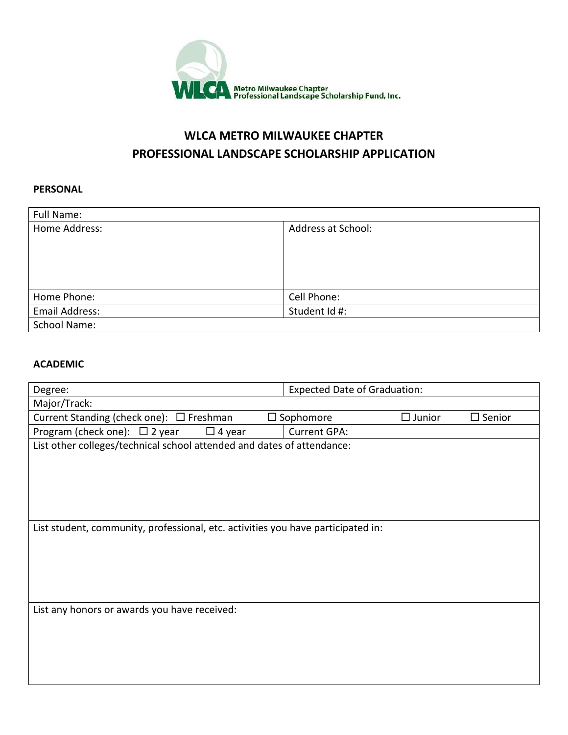WLCA Metro Milwaukee Chapter
Professional Landscape Scholarship Fund, Inc.

# WLCA METRO MILWAUKEE CHAPTER
# PROFESSIONAL LANDSCAPE SCHOLARSHIP APPLICATION

**PERSONAL**

| Full Name: | |
|---|---|
| Home Address: | Address at School: |
| Home Phone: | Cell Phone: |
| Email Address: | Student Id #: |
| School Name: | |

**ACADEMIC**

| Degree: | Expected Date of Graduation: |
|---|---|
| Major/Track: | |
| Current Standing (check one): ☐ Freshman ☐ Sophomore ☐ Junior ☐ Senior | |
| Program (check one): ☐ 2 year ☐ 4 year | Current GPA: |
| List other colleges/technical school attended and dates of attendance: | |
| List student, community, professional, etc. activities you have participated in: | |
| List any honors or awards you have received: | |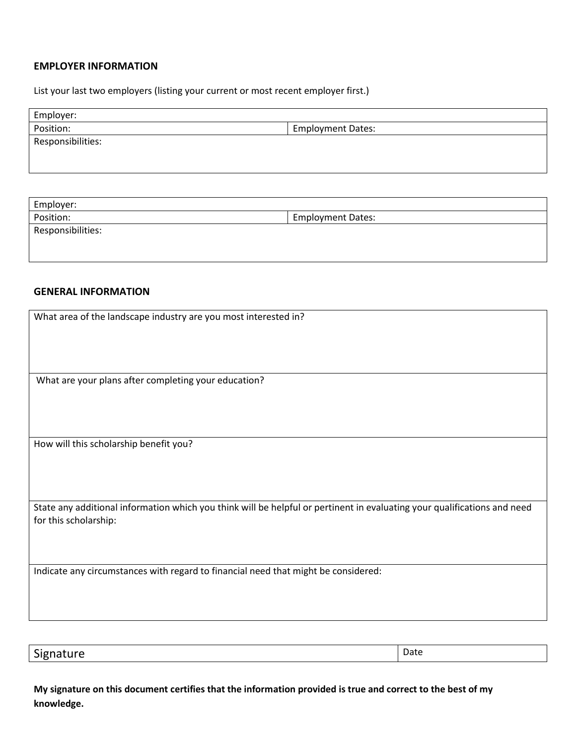**EMPLOYER INFORMATION**

List your last two employers (listing your current or most recent employer first.)

| | |
|---|---|
| Employer: | |
| Position: | Employment Dates: |
| Responsibilities: | |

| | |
|---|---|
| Employer: | |
| Position: | Employment Dates: |
| Responsibilities: | |

**GENERAL INFORMATION**

| |
|---|
| What area of the landscape industry are you most interested in? |
| What are your plans after completing your education? |
| How will this scholarship benefit you? |
| State any additional information which you think will be helpful or pertinent in evaluating your qualifications and need for this scholarship: |
| Indicate any circumstances with regard to financial need that might be considered: |

| | |
|---|---|
| Signature | Date |

**My signature on this document certifies that the information provided is true and correct to the best of my knowledge.**